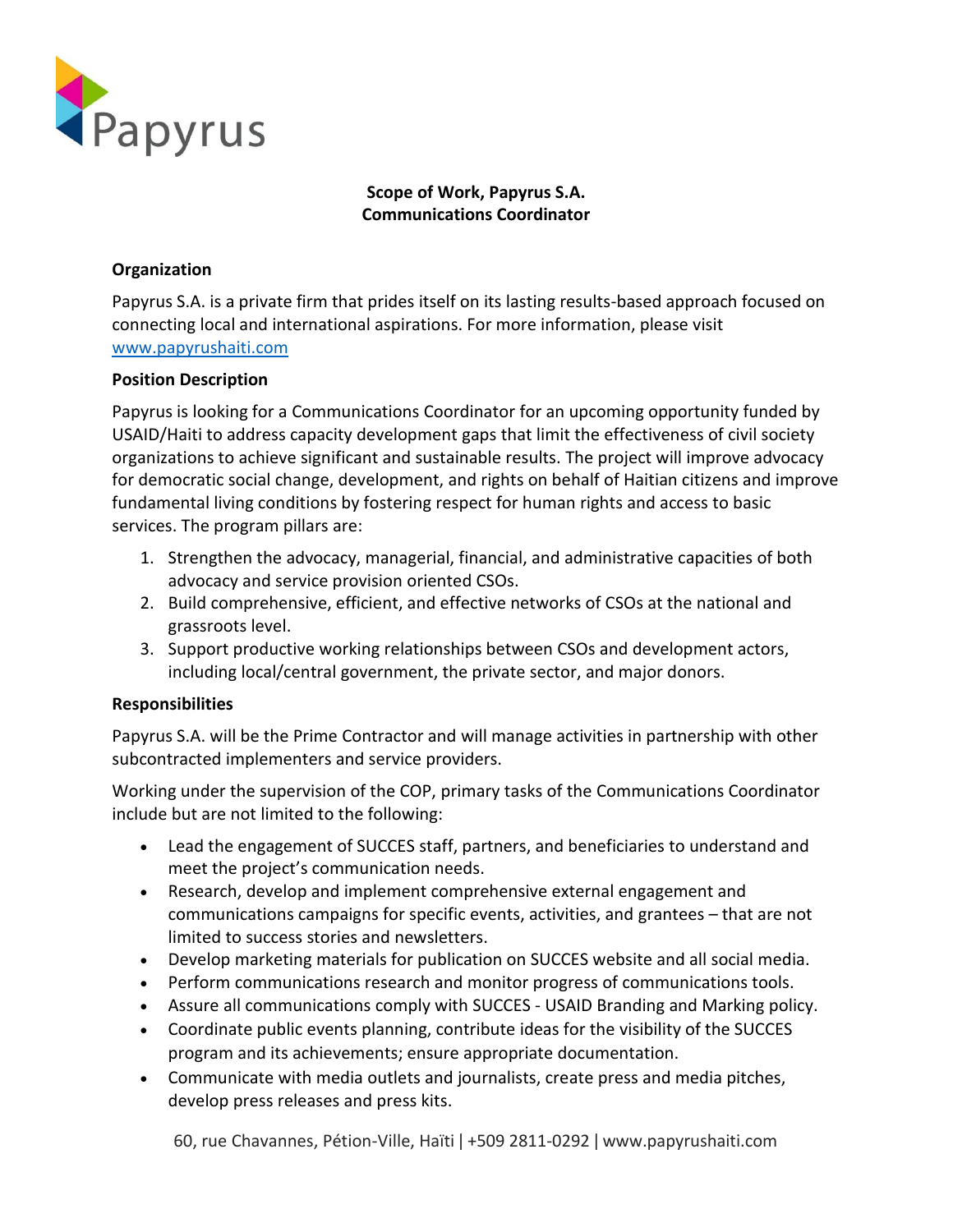Papyrus

**Scope of Work, Papyrus S.A.**
**Communications Coordinator**

**Organization**

Papyrus S.A. is a private firm that prides itself on its lasting results-based approach focused on connecting local and international aspirations. For more information, please visit www.papyrushaiti.com

**Position Description**

Papyrus is looking for a Communications Coordinator for an upcoming opportunity funded by USAID/Haiti to address capacity development gaps that limit the effectiveness of civil society organizations to achieve significant and sustainable results. The project will improve advocacy for democratic social change, development, and rights on behalf of Haitian citizens and improve fundamental living conditions by fostering respect for human rights and access to basic services. The program pillars are:

1. Strengthen the advocacy, managerial, financial, and administrative capacities of both advocacy and service provision oriented CSOs.
2. Build comprehensive, efficient, and effective networks of CSOs at the national and grassroots level.
3. Support productive working relationships between CSOs and development actors, including local/central government, the private sector, and major donors.

**Responsibilities**

Papyrus S.A. will be the Prime Contractor and will manage activities in partnership with other subcontracted implementers and service providers.

Working under the supervision of the COP, primary tasks of the Communications Coordinator include but are not limited to the following:

- Lead the engagement of SUCCES staff, partners, and beneficiaries to understand and meet the project's communication needs.
- Research, develop and implement comprehensive external engagement and communications campaigns for specific events, activities, and grantees – that are not limited to success stories and newsletters.
- Develop marketing materials for publication on SUCCES website and all social media.
- Perform communications research and monitor progress of communications tools.
- Assure all communications comply with SUCCES - USAID Branding and Marking policy.
- Coordinate public events planning, contribute ideas for the visibility of the SUCCES program and its achievements; ensure appropriate documentation.
- Communicate with media outlets and journalists, create press and media pitches, develop press releases and press kits.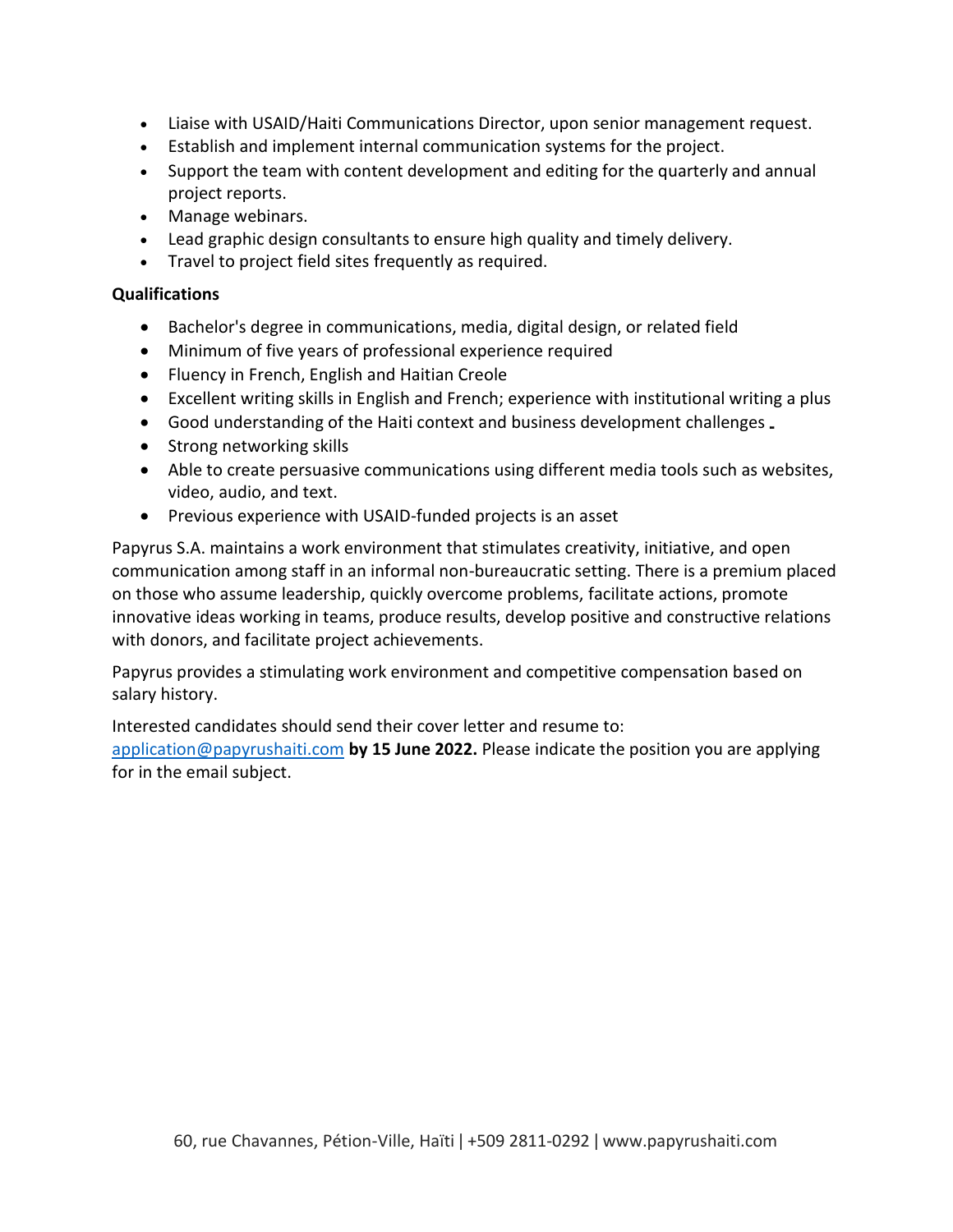- Liaise with USAID/Haiti Communications Director, upon senior management request.
- Establish and implement internal communication systems for the project.
- Support the team with content development and editing for the quarterly and annual project reports.
- Manage webinars.
- Lead graphic design consultants to ensure high quality and timely delivery.
- Travel to project field sites frequently as required.

**Qualifications**

- Bachelor's degree in communications, media, digital design, or related field
- Minimum of five years of professional experience required
- Fluency in French, English and Haitian Creole
- Excellent writing skills in English and French; experience with institutional writing a plus
- Good understanding of the Haiti context and business development challenges
- Strong networking skills
- Able to create persuasive communications using different media tools such as websites, video, audio, and text.
- Previous experience with USAID-funded projects is an asset

Papyrus S.A. maintains a work environment that stimulates creativity, initiative, and open communication among staff in an informal non-bureaucratic setting. There is a premium placed on those who assume leadership, quickly overcome problems, facilitate actions, promote innovative ideas working in teams, produce results, develop positive and constructive relations with donors, and facilitate project achievements.

Papyrus provides a stimulating work environment and competitive compensation based on salary history.

Interested candidates should send their cover letter and resume to: application@papyrushaiti.com **by 15 June 2022.** Please indicate the position you are applying for in the email subject.

60, rue Chavannes, Pétion-Ville, Haïti | +509 2811-0292 | www.papyrushaiti.com